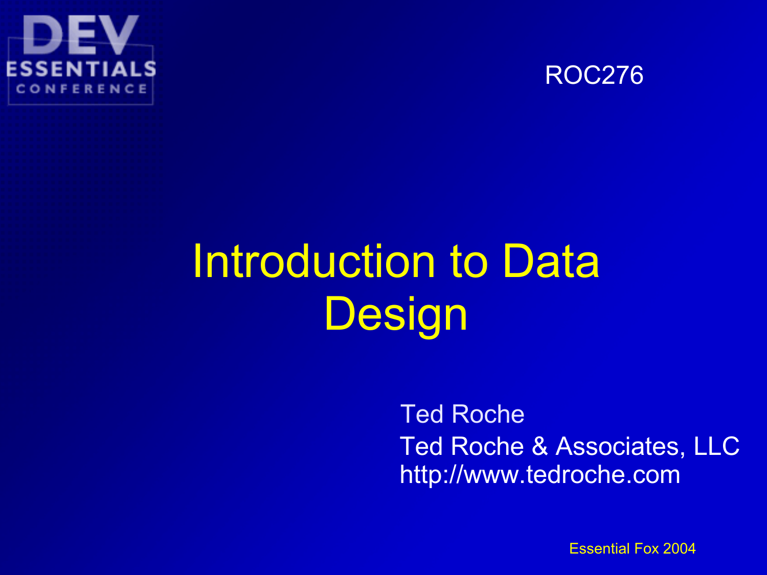DEV ESSENTIALS CONFERENCE

ROC276

# Introduction to Data Design

Ted Roche

Ted Roche & Associates, LLC
http://www.tedroche.com

Essential Fox 2004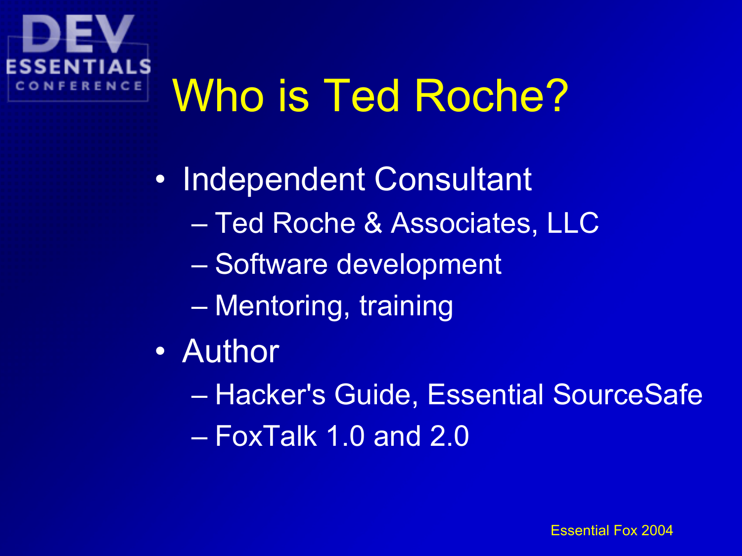# Who is Ted Roche?

- Independent Consultant
  - Ted Roche & Associates, LLC
  - Software development
  - Mentoring, training
- Author
  - Hacker's Guide, Essential SourceSafe
  - FoxTalk 1.0 and 2.0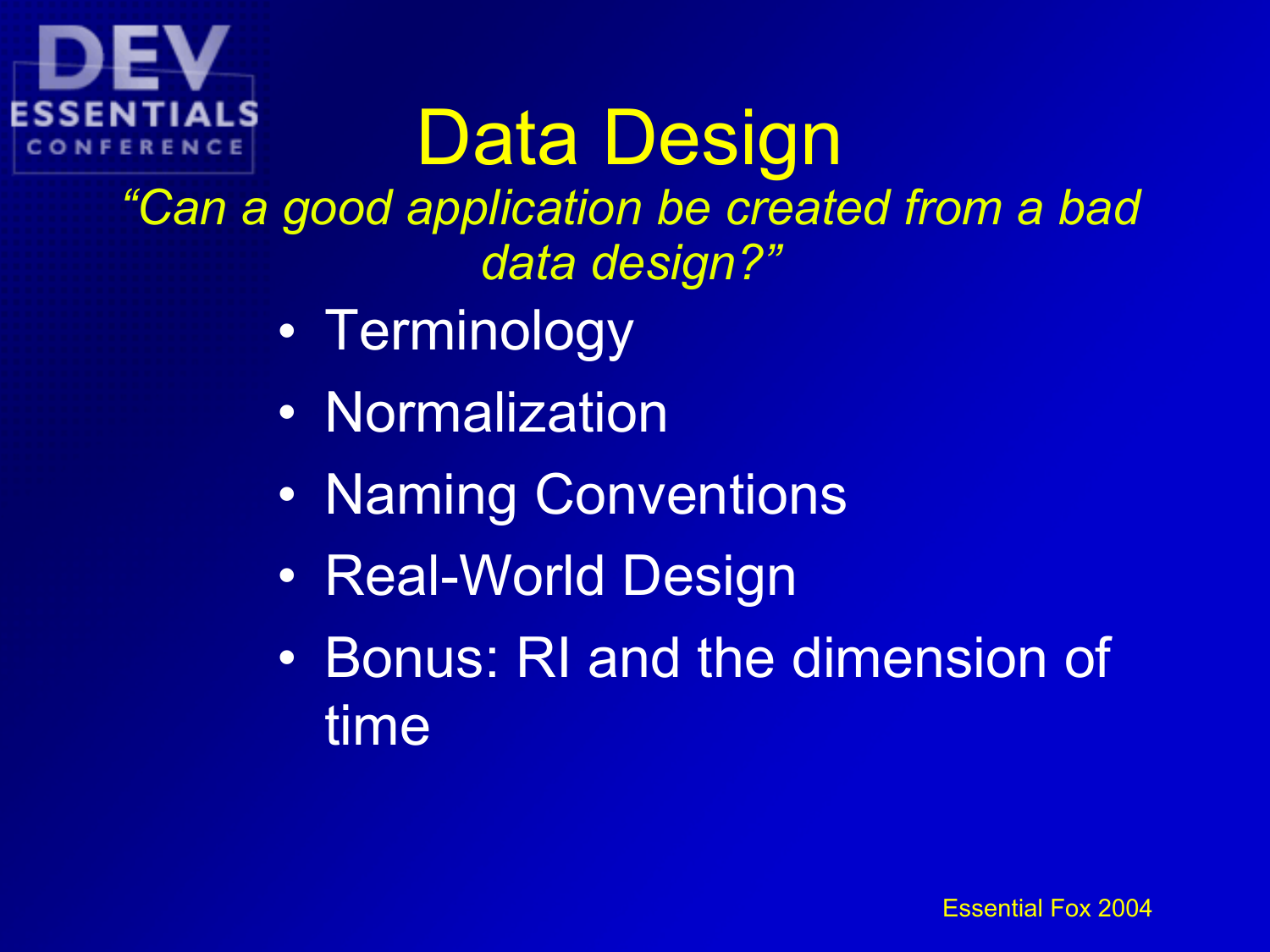# Data Design

*"Can a good application be created from a bad data design?"*

- Terminology
- Normalization
- Naming Conventions
- Real-World Design
- Bonus: RI and the dimension of time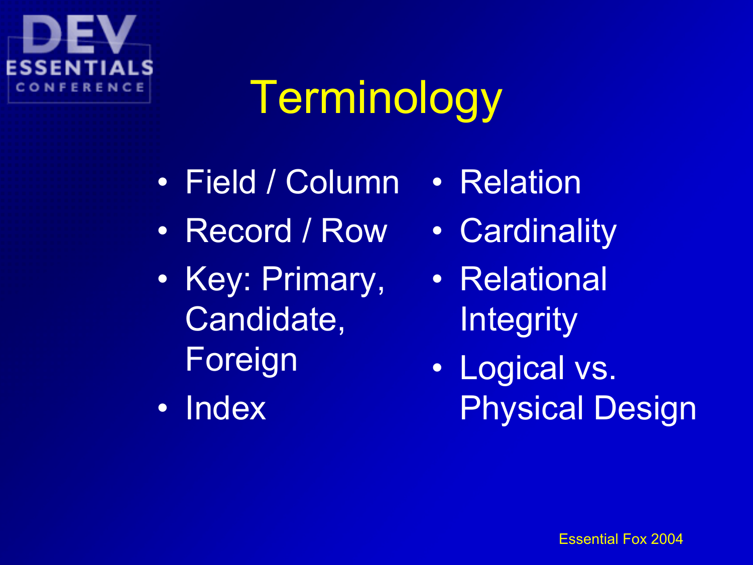# Terminology

- Field / Column
- Record / Row
- Key: Primary, Candidate, Foreign
- Index
- Relation
- Cardinality
- Relational Integrity
- Logical vs. Physical Design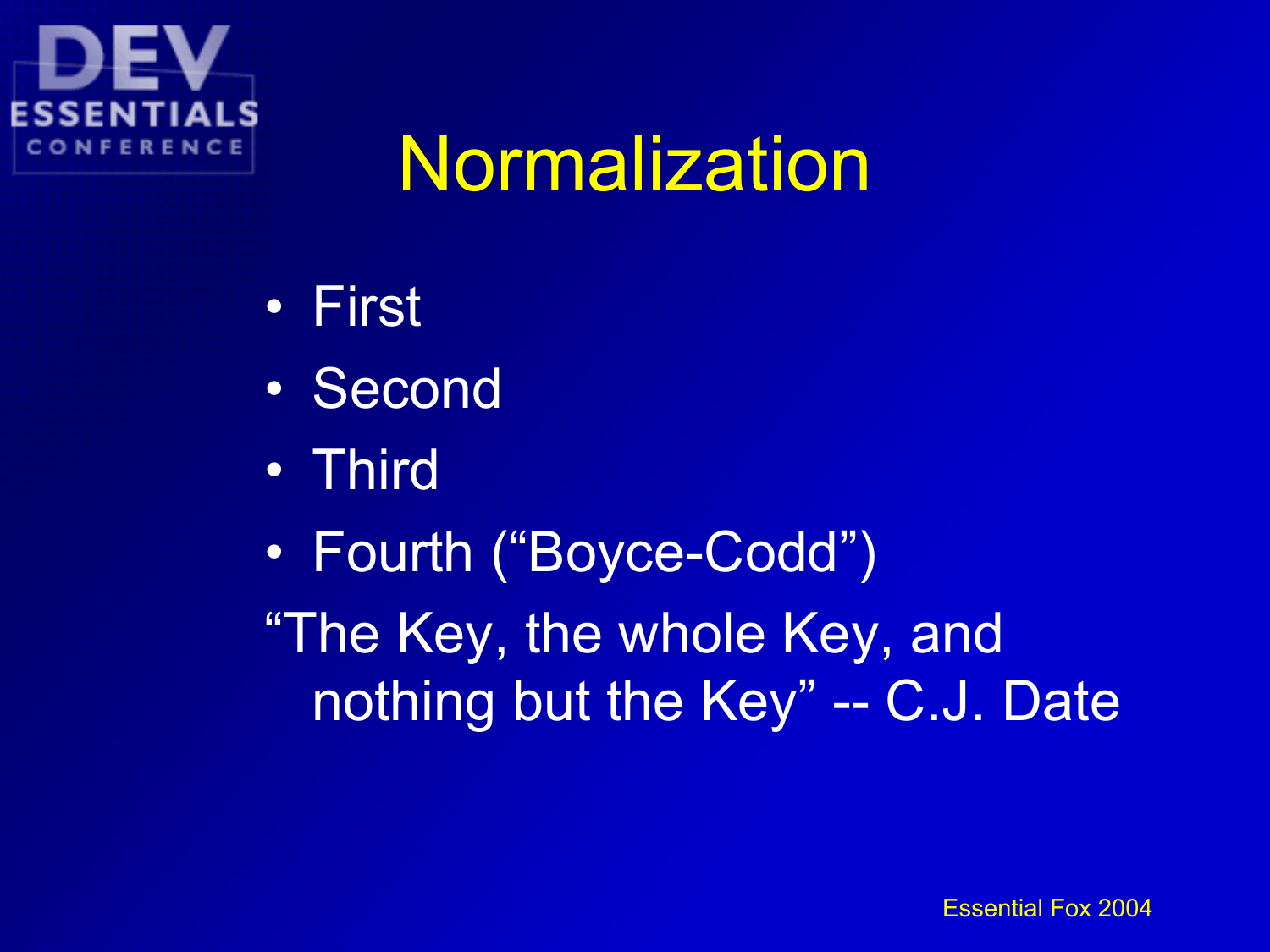# Normalization

- First
- Second
- Third
- Fourth (“Boyce-Codd”)

“The Key, the whole Key, and nothing but the Key” -- C.J. Date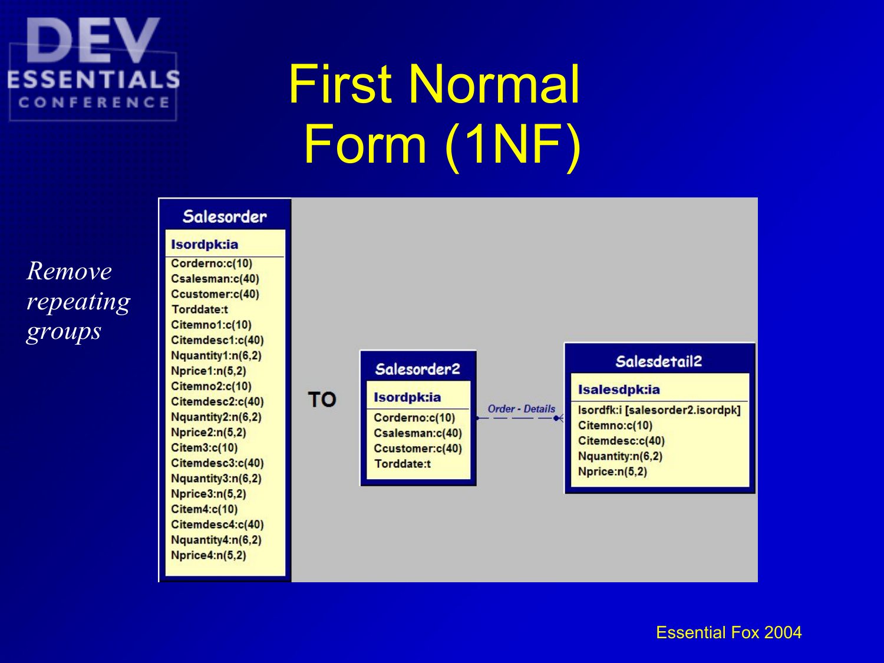# First Normal Form (1NF)

*Remove repeating groups*

**Salesorder**

- **Isordpk:ia**
- Corderno:c(10)
- Csalesman:c(40)
- Ccustomer:c(40)
- Torddate:t
- Citemno1:c(10)
- Citemdesc1:c(40)
- Nquantity1:n(6,2)
- Nprice1:n(5,2)
- Citemno2:c(10)
- Citemdesc2:c(40)
- Nquantity2:n(6,2)
- Nprice2:n(5,2)
- Citem3:c(10)
- Citemdesc3:c(40)
- Nquantity3:n(6,2)
- Nprice3:n(5,2)
- Citem4:c(10)
- Citemdesc4:c(40)
- Nquantity4:n(6,2)
- Nprice4:n(5,2)

**TO**

**Salesorder2**

- **Isordpk:ia**
- Corderno:c(10)
- Csalesman:c(40)
- Ccustomer:c(40)
- Torddate:t

*Order - Details*

**Salesdetail2**

- **Isalesdpk:ia**
- Isordfk:i [salesorder2.isordpk]
- Citemno:c(10)
- Citemdesc:c(40)
- Nquantity:n(6,2)
- Nprice:n(5,2)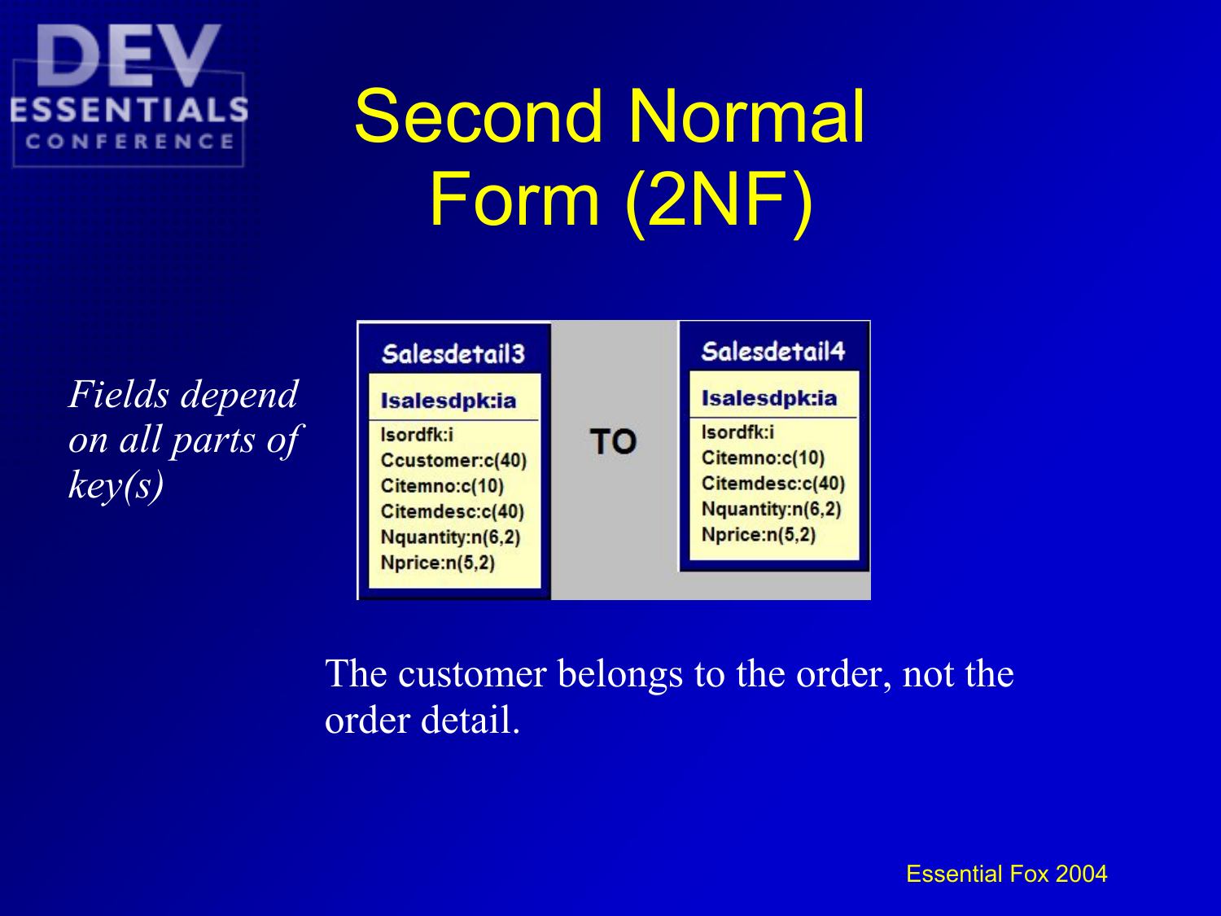# Second Normal Form (2NF)

*Fields depend on all parts of key(s)*

| Salesdetail3 | | Salesdetail4 |
|---|---|---|
| Isalesdpk:ia | TO | Isalesdpk:ia |
| Isordfk:i | | Isordfk:i |
| Ccustomer:c(40) | | Citemno:c(10) |
| Citemno:c(10) | | Citemdesc:c(40) |
| Citemdesc:c(40) | | Nquantity:n(6,2) |
| Nquantity:n(6,2) | | Nprice:n(5,2) |
| Nprice:n(5,2) | | |

The customer belongs to the order, not the order detail.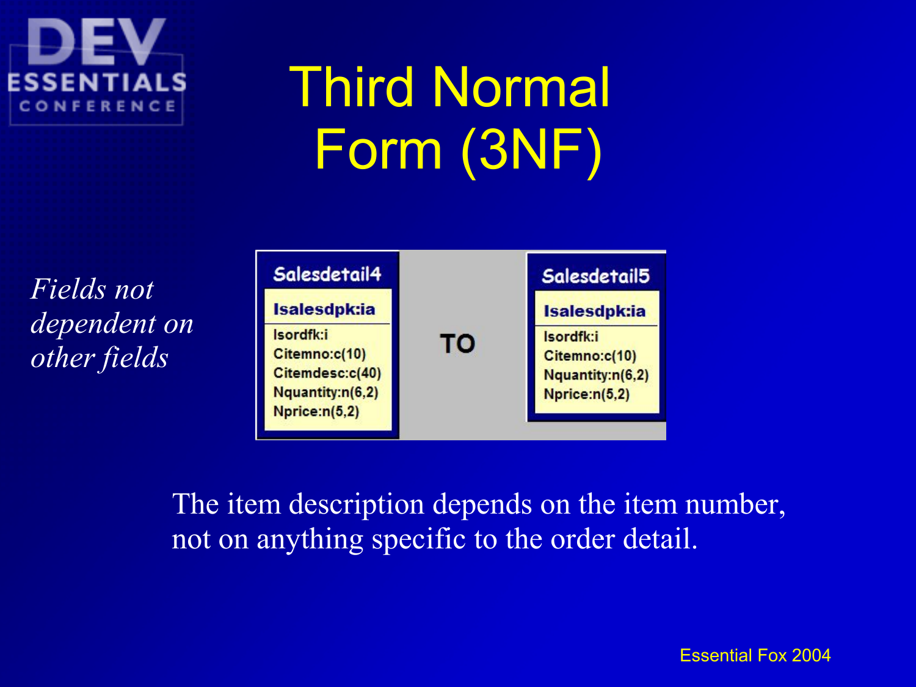# Third Normal Form (3NF)

*Fields not dependent on other fields*

| Salesdetail4 |
|---|
| **Isalesdpk:ia** |
| Isordfk:i |
| Citemno:c(10) |
| Citemdesc:c(40) |
| Nquantity:n(6,2) |
| Nprice:n(5,2) |

TO

| Salesdetail5 |
|---|
| **Isalesdpk:ia** |
| Isordfk:i |
| Citemno:c(10) |
| Nquantity:n(6,2) |
| Nprice:n(5,2) |

The item description depends on the item number, not on anything specific to the order detail.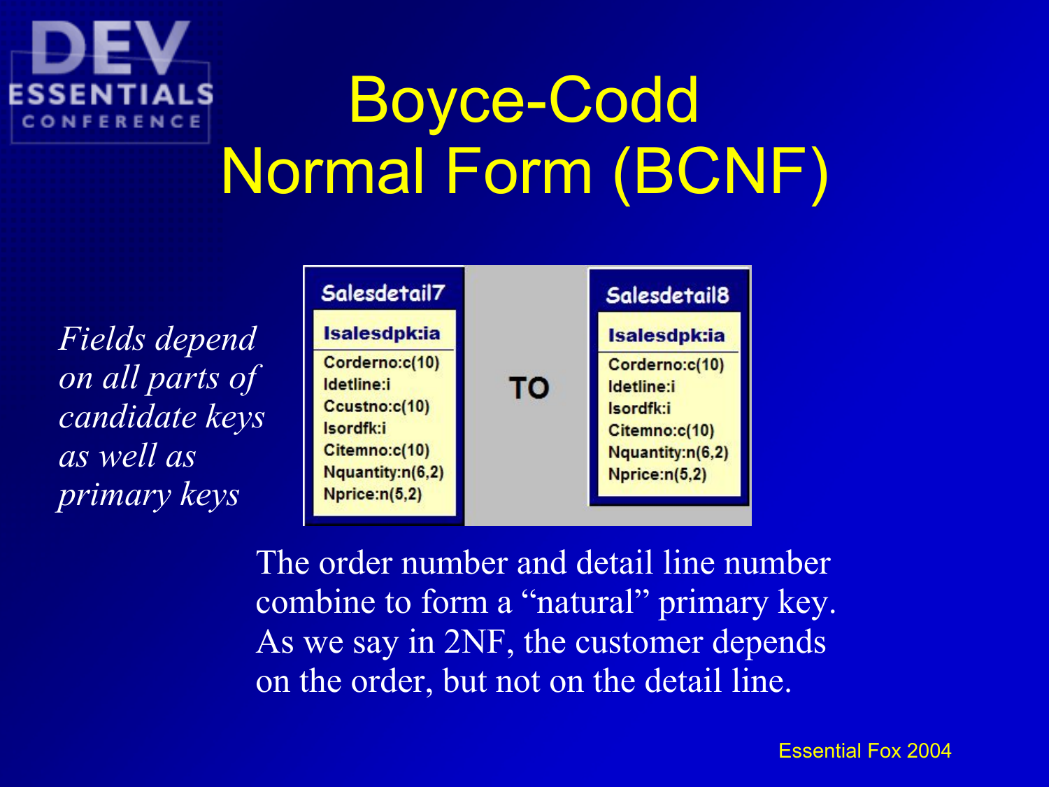# Boyce-Codd Normal Form (BCNF)

*Fields depend on all parts of candidate keys as well as primary keys*

| Salesdetail7 | | Salesdetail8 |
|---|---|---|
| **Isalesdpk:ia** | TO | **Isalesdpk:ia** |
| Corderno:c(10) | | Corderno:c(10) |
| Idetline:i | | Idetline:i |
| Ccustno:c(10) | | Isordfk:i |
| Isordfk:i | | Citemno:c(10) |
| Citemno:c(10) | | Nquantity:n(6,2) |
| Nquantity:n(6,2) | | Nprice:n(5,2) |
| Nprice:n(5,2) | | |

The order number and detail line number combine to form a "natural" primary key. As we say in 2NF, the customer depends on the order, but not on the detail line.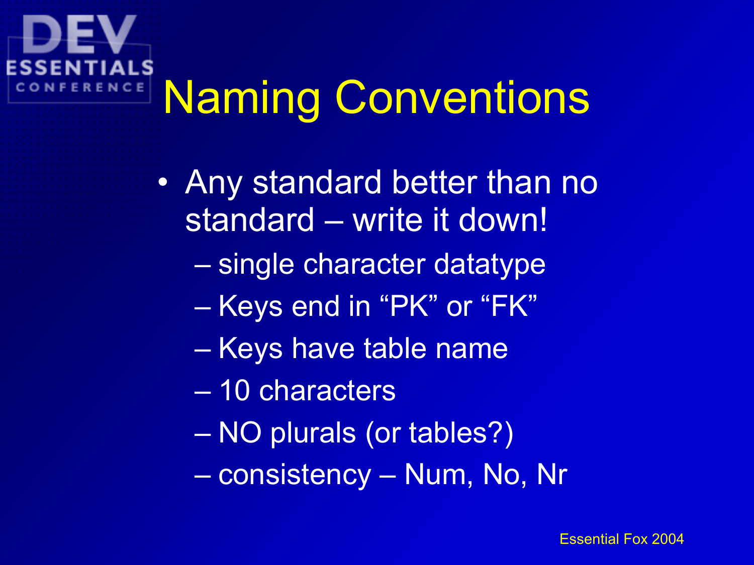# Naming Conventions

- Any standard better than no standard – write it down!
  - single character datatype
  - Keys end in "PK" or "FK"
  - Keys have table name
  - 10 characters
  - NO plurals (or tables?)
  - consistency – Num, No, Nr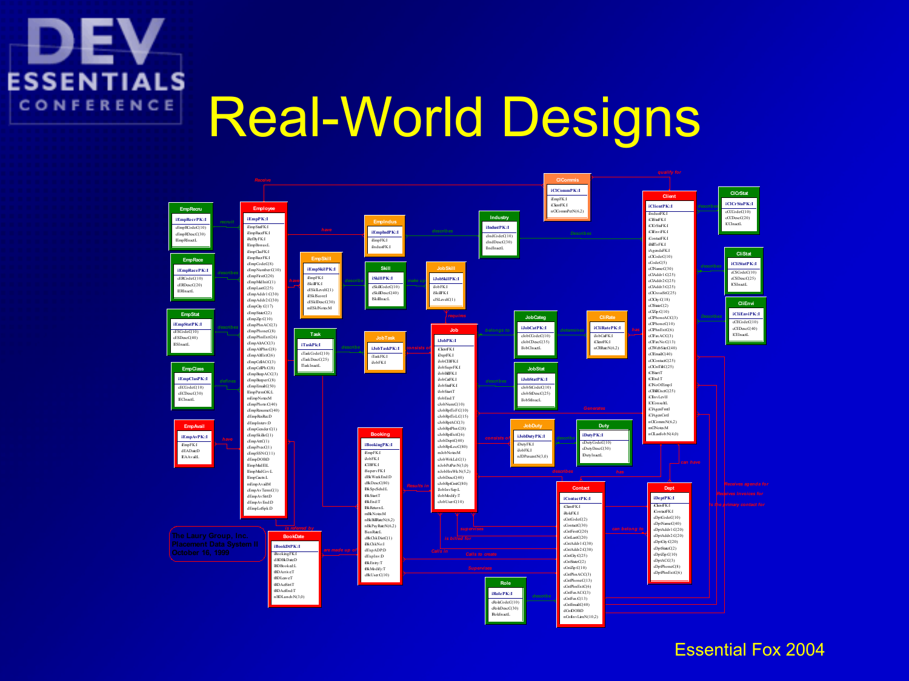# Real-World Designs

The Laury Group, Inc.
Placement Data System II
October 16, 1999

Essential Fox 2004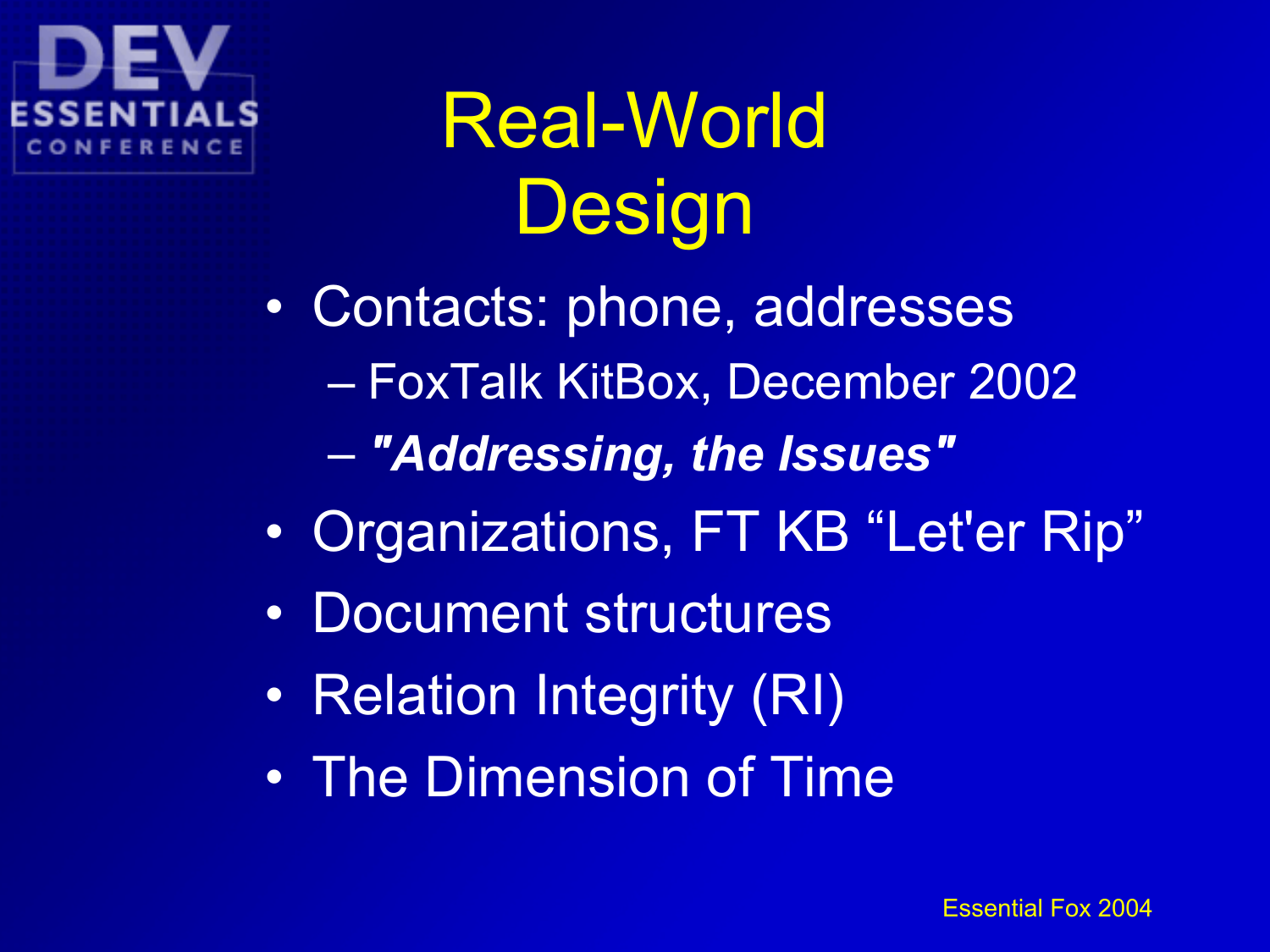# Real-World Design

- Contacts: phone, addresses
  - FoxTalk KitBox, December 2002
  - ***"Addressing, the Issues"***
- Organizations, FT KB “Let'er Rip”
- Document structures
- Relation Integrity (RI)
- The Dimension of Time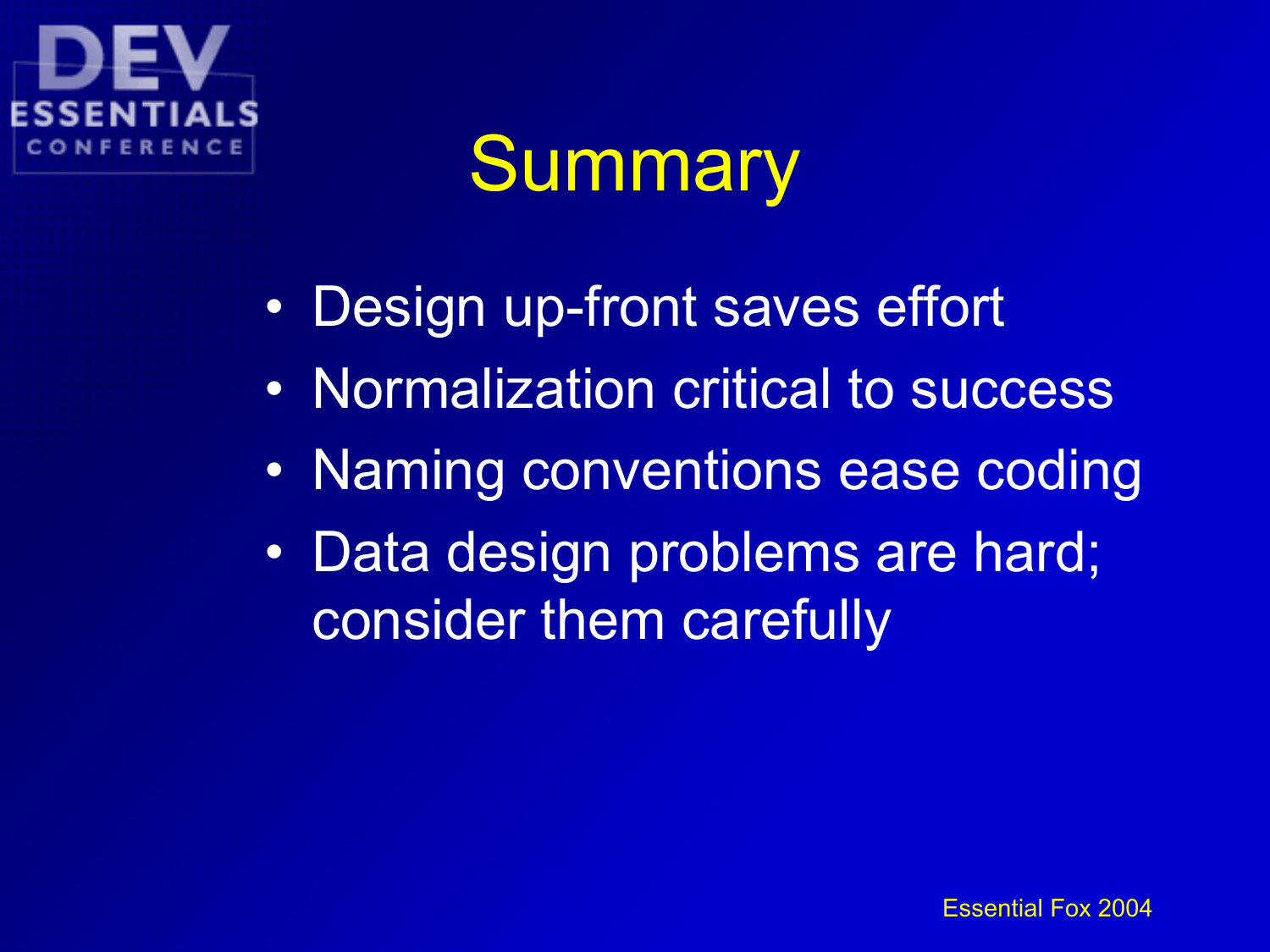# Summary

- Design up-front saves effort
- Normalization critical to success
- Naming conventions ease coding
- Data design problems are hard; consider them carefully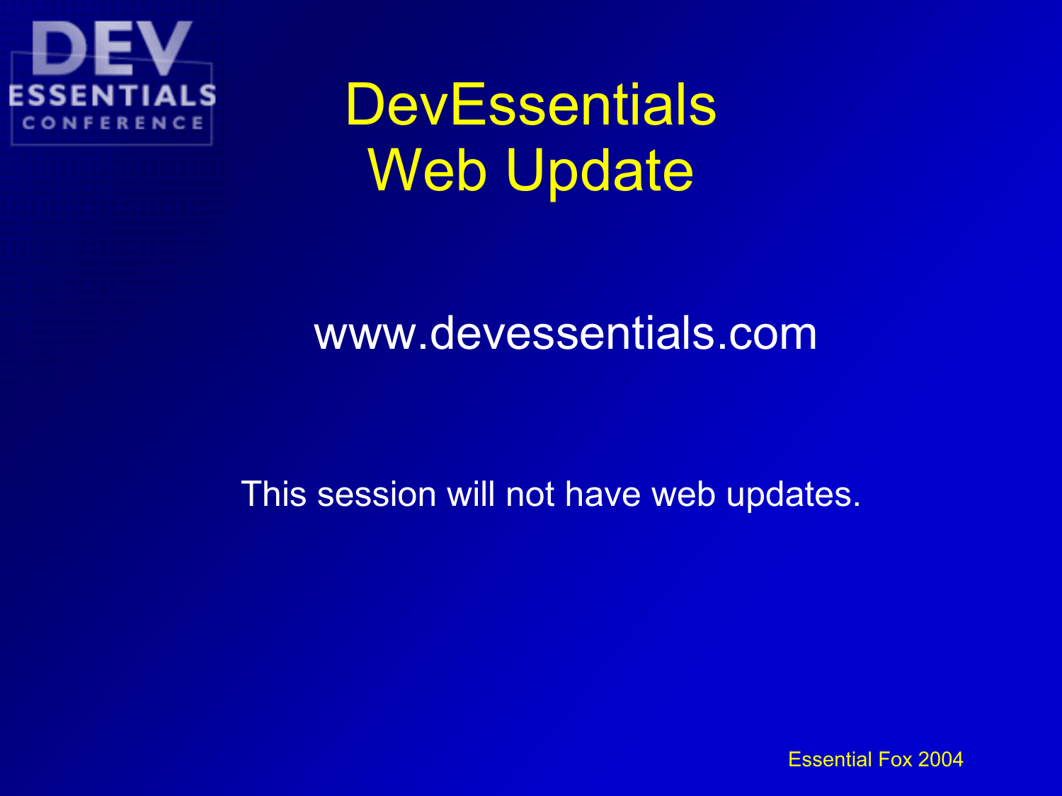# DevEssentials Web Update

www.devessentials.com

This session will not have web updates.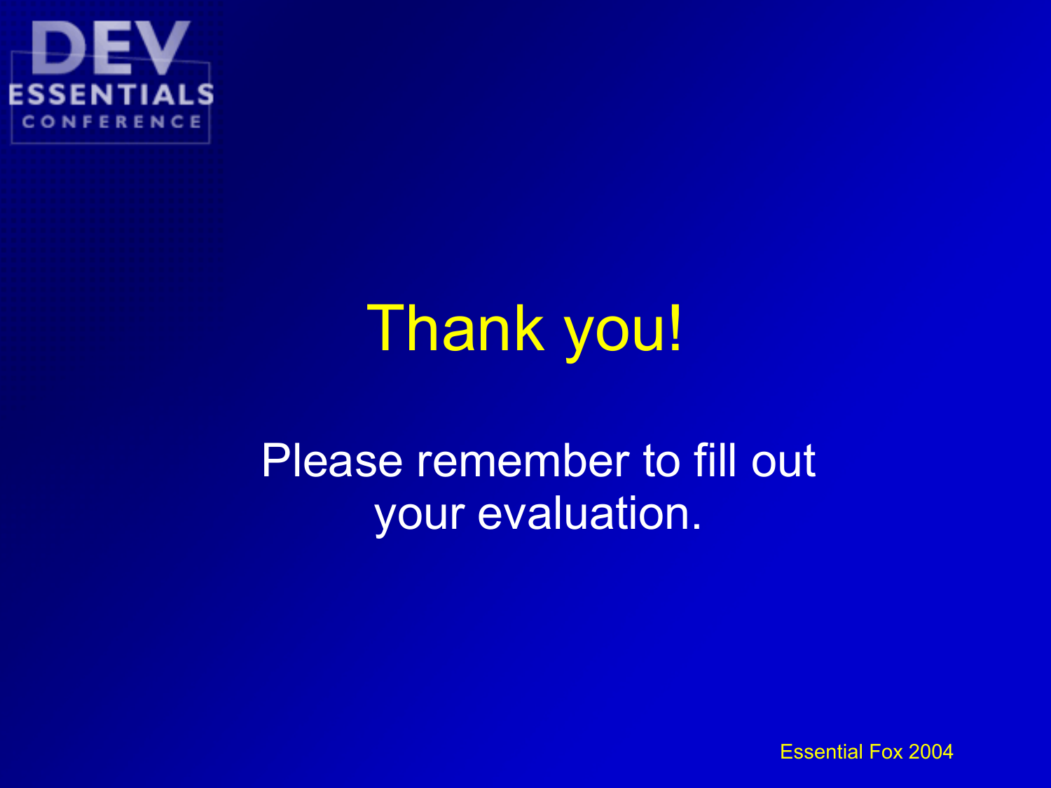# Thank you!

Please remember to fill out your evaluation.